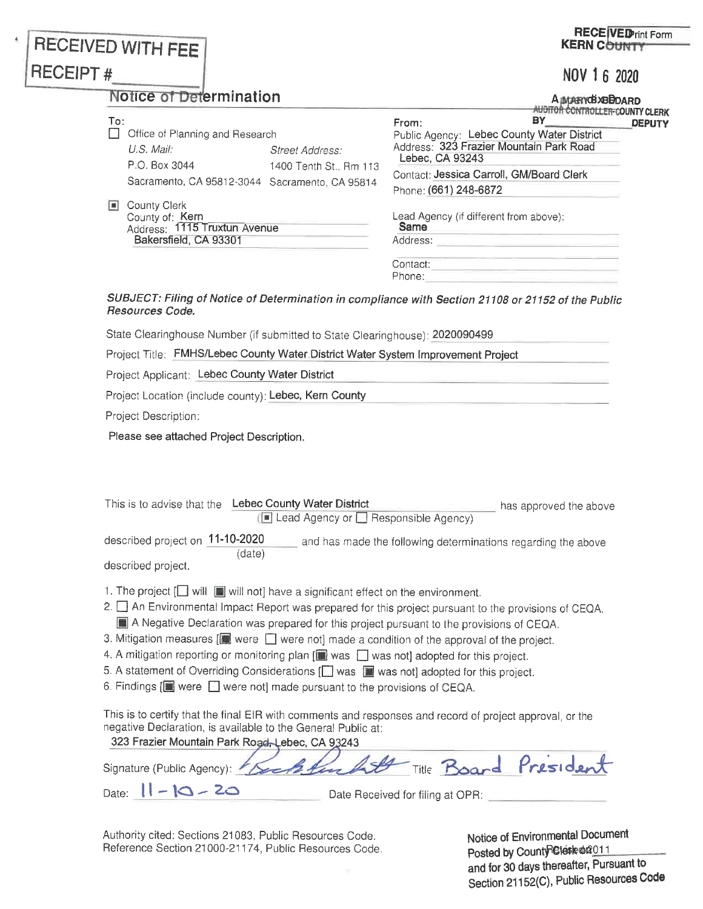RECEIVED WITH FEE

RECEIPT # ____________

RECEIVED Print Form
KERN COUNTY

NOV 16 2020

MARY B. BEDARD
AUDITOR CONTROLLER-COUNTY CLERK
BY ____________ DEPUTY

## Notice of Determination

**To:**

☐ Office of Planning and Research

*U.S. Mail:* P.O. Box 3044, Sacramento, CA 95812-3044

*Street Address:* 1400 Tenth St., Rm 113, Sacramento, CA 95814

☒ County Clerk
County of: Kern
Address: 1115 Truxtun Avenue
Bakersfield, CA 93301

**From:**

Public Agency: Lebec County Water District
Address: 323 Frazier Mountain Park Road
Lebec, CA 93243
Contact: Jessica Carroll, GM/Board Clerk
Phone: (661) 248-6872

Lead Agency (if different from above):
Same
Address:

Contact:
Phone:

***SUBJECT: Filing of Notice of Determination in compliance with Section 21108 or 21152 of the Public Resources Code.***

State Clearinghouse Number (if submitted to State Clearinghouse): 2020090499

Project Title: FMHS/Lebec County Water District Water System Improvement Project

Project Applicant: Lebec County Water District

Project Location (include county): Lebec, Kern County

Project Description:

Please see attached Project Description.

This is to advise that the Lebec County Water District (☒ Lead Agency or ☐ Responsible Agency) has approved the above described project on 11-10-2020 (date) and has made the following determinations regarding the above described project.

1. The project [☐ will ☒ will not] have a significant effect on the environment.
2. ☐ An Environmental Impact Report was prepared for this project pursuant to the provisions of CEQA.
   ☒ A Negative Declaration was prepared for this project pursuant to the provisions of CEQA.
3. Mitigation measures [☒ were ☐ were not] made a condition of the approval of the project.
4. A mitigation reporting or monitoring plan [☒ was ☐ was not] adopted for this project.
5. A statement of Overriding Considerations [☐ was ☒ was not] adopted for this project.
6. Findings [☒ were ☐ were not] made pursuant to the provisions of CEQA.

This is to certify that the final EIR with comments and responses and record of project approval, or the negative Declaration, is available to the General Public at:
323 Frazier Mountain Park Road, Lebec, CA 93243

Signature (Public Agency): *[signature]* Title: Board President

Date: 11-10-20 Date Received for filing at OPR: ____________

Authority cited: Sections 21083, Public Resources Code.
Reference Section 21000-21174, Public Resources Code.

Notice of Environmental Document Posted by County Clerk on ____________ and for 30 days thereafter, Pursuant to Section 21152(C), Public Resources Code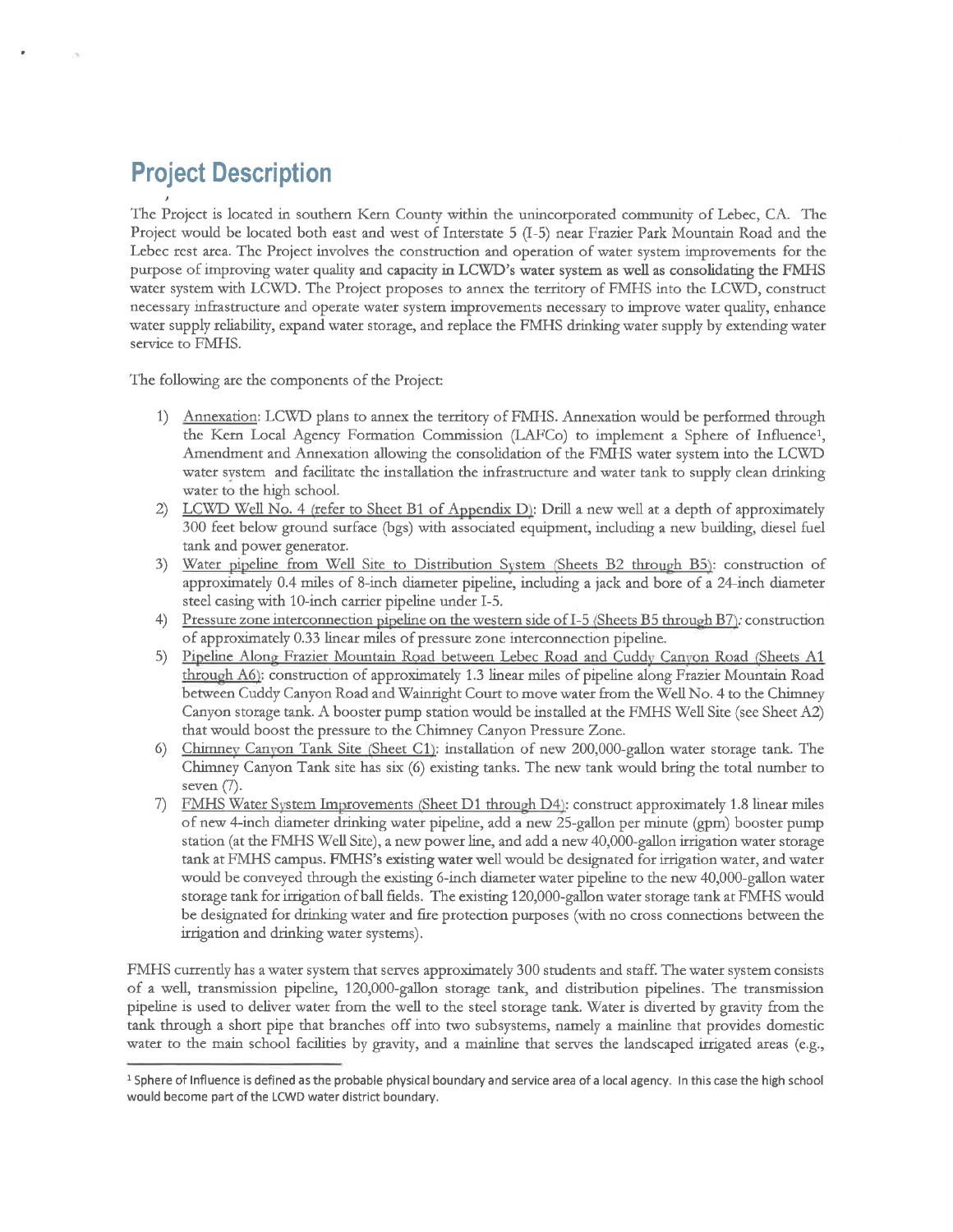# Project Description

The Project is located in southern Kern County within the unincorporated community of Lebec, CA. The Project would be located both east and west of Interstate 5 (I-5) near Frazier Park Mountain Road and the Lebec rest area. The Project involves the construction and operation of water system improvements for the purpose of improving water quality and capacity in LCWD's water system as well as consolidating the FMHS water system with LCWD. The Project proposes to annex the territory of FMHS into the LCWD, construct necessary infrastructure and operate water system improvements necessary to improve water quality, enhance water supply reliability, expand water storage, and replace the FMHS drinking water supply by extending water service to FMHS.

The following are the components of the Project:

1) Annexation: LCWD plans to annex the territory of FMHS. Annexation would be performed through the Kern Local Agency Formation Commission (LAFCo) to implement a Sphere of Influence[1], Amendment and Annexation allowing the consolidation of the FMHS water system into the LCWD water system and facilitate the installation the infrastructure and water tank to supply clean drinking water to the high school.
2) LCWD Well No. 4 (refer to Sheet B1 of Appendix D): Drill a new well at a depth of approximately 300 feet below ground surface (bgs) with associated equipment, including a new building, diesel fuel tank and power generator.
3) Water pipeline from Well Site to Distribution System (Sheets B2 through B5): construction of approximately 0.4 miles of 8-inch diameter pipeline, including a jack and bore of a 24-inch diameter steel casing with 10-inch carrier pipeline under I-5.
4) Pressure zone interconnection pipeline on the western side of I-5 (Sheets B5 through B7): construction of approximately 0.33 linear miles of pressure zone interconnection pipeline.
5) Pipeline Along Frazier Mountain Road between Lebec Road and Cuddy Canyon Road (Sheets A1 through A6): construction of approximately 1.3 linear miles of pipeline along Frazier Mountain Road between Cuddy Canyon Road and Wainright Court to move water from the Well No. 4 to the Chimney Canyon storage tank. A booster pump station would be installed at the FMHS Well Site (see Sheet A2) that would boost the pressure to the Chimney Canyon Pressure Zone.
6) Chimney Canyon Tank Site (Sheet C1): installation of new 200,000-gallon water storage tank. The Chimney Canyon Tank site has six (6) existing tanks. The new tank would bring the total number to seven (7).
7) FMHS Water System Improvements (Sheet D1 through D4): construct approximately 1.8 linear miles of new 4-inch diameter drinking water pipeline, add a new 25-gallon per minute (gpm) booster pump station (at the FMHS Well Site), a new power line, and add a new 40,000-gallon irrigation water storage tank at FMHS campus. FMHS's existing water well would be designated for irrigation water, and water would be conveyed through the existing 6-inch diameter water pipeline to the new 40,000-gallon water storage tank for irrigation of ball fields. The existing 120,000-gallon water storage tank at FMHS would be designated for drinking water and fire protection purposes (with no cross connections between the irrigation and drinking water systems).

FMHS currently has a water system that serves approximately 300 students and staff. The water system consists of a well, transmission pipeline, 120,000-gallon storage tank, and distribution pipelines. The transmission pipeline is used to deliver water from the well to the steel storage tank. Water is diverted by gravity from the tank through a short pipe that branches off into two subsystems, namely a mainline that provides domestic water to the main school facilities by gravity, and a mainline that serves the landscaped irrigated areas (e.g.,

---

[1] Sphere of Influence is defined as the probable physical boundary and service area of a local agency. In this case the high school would become part of the LCWD water district boundary.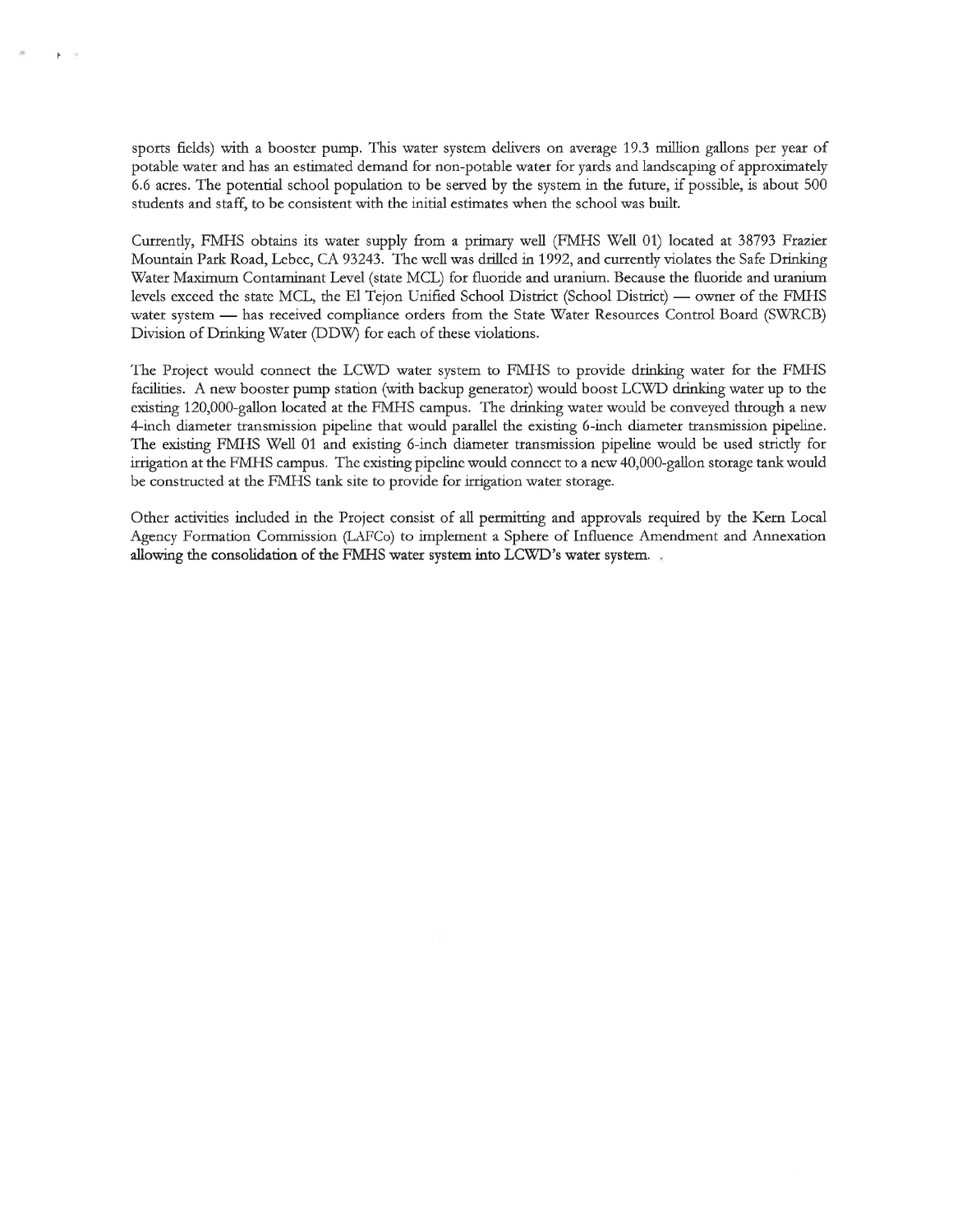sports fields) with a booster pump. This water system delivers on average 19.3 million gallons per year of potable water and has an estimated demand for non-potable water for yards and landscaping of approximately 6.6 acres. The potential school population to be served by the system in the future, if possible, is about 500 students and staff, to be consistent with the initial estimates when the school was built.

Currently, FMHS obtains its water supply from a primary well (FMHS Well 01) located at 38793 Frazier Mountain Park Road, Lebec, CA 93243. The well was drilled in 1992, and currently violates the Safe Drinking Water Maximum Contaminant Level (state MCL) for fluoride and uranium. Because the fluoride and uranium levels exceed the state MCL, the El Tejon Unified School District (School District) — owner of the FMHS water system — has received compliance orders from the State Water Resources Control Board (SWRCB) Division of Drinking Water (DDW) for each of these violations.

The Project would connect the LCWD water system to FMHS to provide drinking water for the FMHS facilities. A new booster pump station (with backup generator) would boost LCWD drinking water up to the existing 120,000-gallon located at the FMHS campus. The drinking water would be conveyed through a new 4-inch diameter transmission pipeline that would parallel the existing 6-inch diameter transmission pipeline. The existing FMHS Well 01 and existing 6-inch diameter transmission pipeline would be used strictly for irrigation at the FMHS campus. The existing pipeline would connect to a new 40,000-gallon storage tank would be constructed at the FMHS tank site to provide for irrigation water storage.

Other activities included in the Project consist of all permitting and approvals required by the Kern Local Agency Formation Commission (LAFCo) to implement a Sphere of Influence Amendment and Annexation allowing the consolidation of the FMHS water system into LCWD's water system.